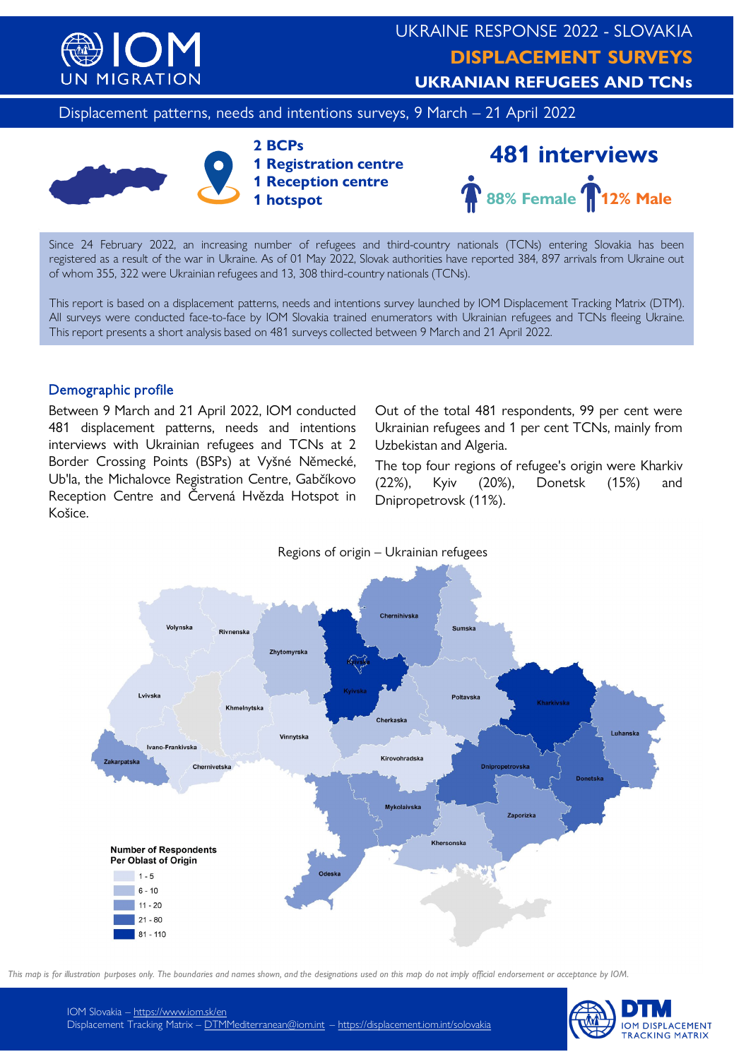# UKRAINE RESPONSE 2022 - SLOVAKIA

## DISPLACEMENT SURVEYS

## UKRAINIAN REFUGEES AND TCNs

Displacement patterns, needs and intentions surveys, 9 March – 21 April 2022

**2 BCPs**
**1 Registration centre**
**1 Reception centre**
**1 hotspot**

**481 interviews**

**88% Female** **12% Male**

Since 24 February 2022, an increasing number of refugees and third-country nationals (TCNs) entering Slovakia has been registered as a result of the war in Ukraine. As of 01 May 2022, Slovak authorities have reported 384, 897 arrivals from Ukraine out of whom 355, 322 were Ukrainian refugees and 13, 308 third-country nationals (TCNs).

This report is based on a displacement patterns, needs and intentions survey launched by IOM Displacement Tracking Matrix (DTM). All surveys were conducted face-to-face by IOM Slovakia trained enumerators with Ukrainian refugees and TCNs fleeing Ukraine. This report presents a short analysis based on 481 surveys collected between 9 March and 21 April 2022.

### Demographic profile

Between 9 March and 21 April 2022, IOM conducted 481 displacement patterns, needs and intentions interviews with Ukrainian refugees and TCNs at 2 Border Crossing Points (BSPs) at Vyšné Nemecké, Ub'la, the Michalovce Registration Centre, Gabčíkovo Reception Centre and Červená Hvězda Hotspot in Košice.

Out of the total 481 respondents, 99 per cent were Ukrainian refugees and 1 per cent TCNs, mainly from Uzbekistan and Algeria.

The top four regions of refugee's origin were Kharkiv (22%), Kyiv (20%), Donetsk (15%) and Dnipropetrovsk (11%).

Regions of origin – Ukrainian refugees

Number of Respondents Per Oblast of Origin: 1 - 5; 6 - 10; 11 - 20; 21 - 80; 81 - 110

*This map is for illustration purposes only. The boundaries and names shown, and the designations used on this map do not imply official endorsement or acceptance by IOM.*

IOM Slovakia – https://www.iom.sk/en
Displacement Tracking Matrix – DTMMediterranean@iom.int – https://displacement.iom.int/solovakia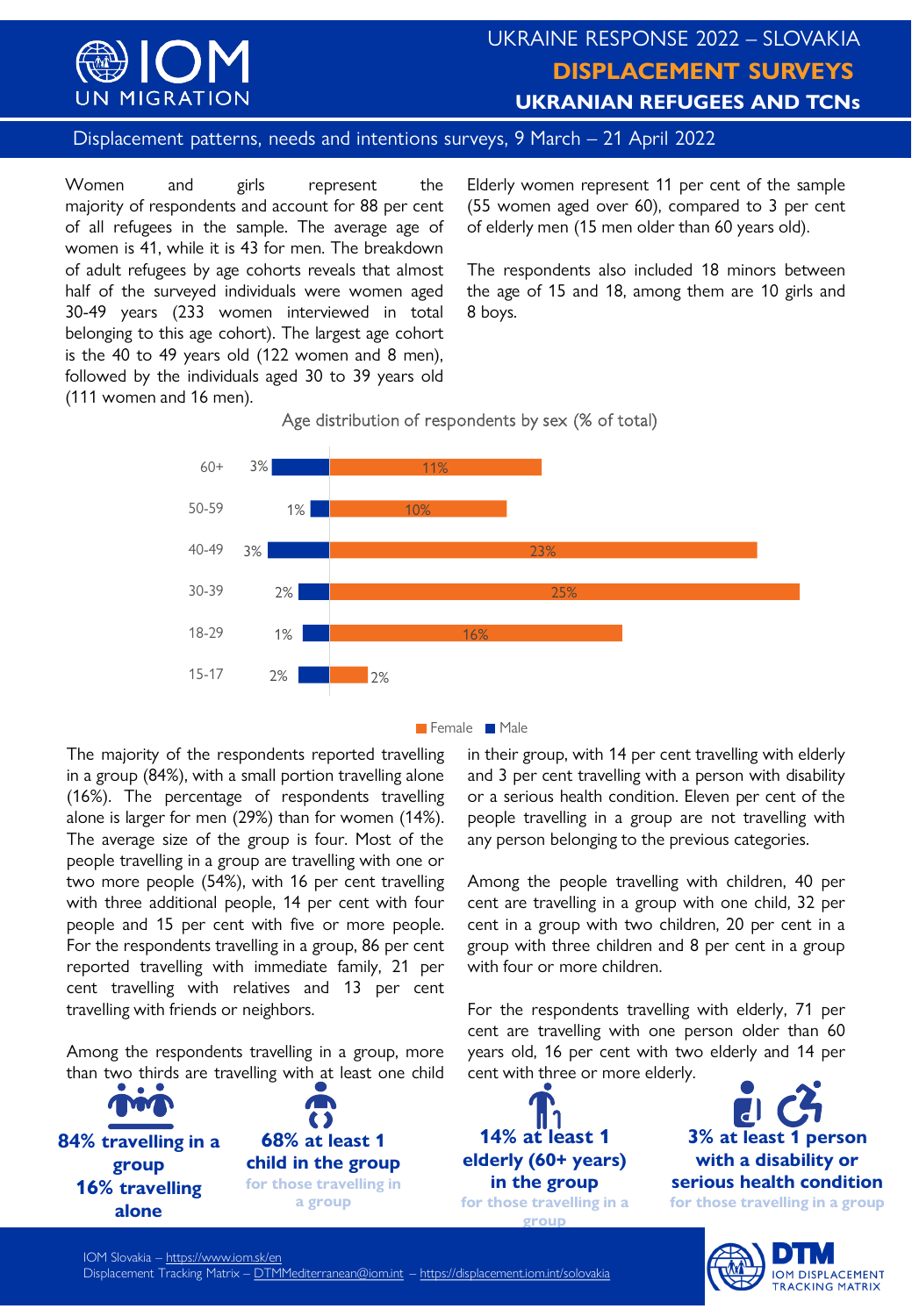Women and girls represent the majority of respondents and account for 88 per cent of all refugees in the sample. The average age of women is 41, while it is 43 for men. The breakdown of adult refugees by age cohorts reveals that almost half of the surveyed individuals were women aged 30-49 years (233 women interviewed in total belonging to this age cohort). The largest age cohort is the 40 to 49 years old (122 women and 8 men), followed by the individuals aged 30 to 39 years old (111 women and 16 men).

Elderly women represent 11 per cent of the sample (55 women aged over 60), compared to 3 per cent of elderly men (15 men older than 60 years old).

The respondents also included 18 minors between the age of 15 and 18, among them are 10 girls and 8 boys.

Age distribution of respondents by sex (% of total)

| Age | Male | Female |
|---|---|---|
| 60+ | 3% | 11% |
| 50-59 | 1% | 10% |
| 40-49 | 3% | 23% |
| 30-39 | 2% | 25% |
| 18-29 | 1% | 16% |
| 15-17 | 2% | 2% |

The majority of the respondents reported travelling in a group (84%), with a small portion travelling alone (16%). The percentage of respondents travelling alone is larger for men (29%) than for women (14%). The average size of the group is four. Most of the people travelling in a group are travelling with one or two more people (54%), with 16 per cent travelling with three additional people, 14 per cent with four people and 15 per cent with five or more people. For the respondents travelling in a group, 86 per cent reported travelling with immediate family, 21 per cent travelling with relatives and 13 per cent travelling with friends or neighbors.

Among the respondents travelling in a group, more than two thirds are travelling with at least one child in their group, with 14 per cent travelling with elderly and 3 per cent travelling with a person with disability or a serious health condition. Eleven per cent of the people travelling in a group are not travelling with any person belonging to the previous categories.

Among the people travelling with children, 40 per cent are travelling in a group with one child, 32 per cent in a group with two children, 20 per cent in a group with three children and 8 per cent in a group with four or more children.

For the respondents travelling with elderly, 71 per cent are travelling with one person older than 60 years old, 16 per cent with two elderly and 14 per cent with three or more elderly.

**84% travelling in a group**
**16% travelling alone**

**68% at least 1 child in the group**
for those travelling in a group

**14% at least 1 elderly (60+ years) in the group**
for those travelling in a group

**3% at least 1 person with a disability or serious health condition**
for those travelling in a group

IOM Slovakia – https://www.iom.sk/en
Displacement Tracking Matrix – DTMMediterranean@iom.int – https://displacement.iom.int/solovakia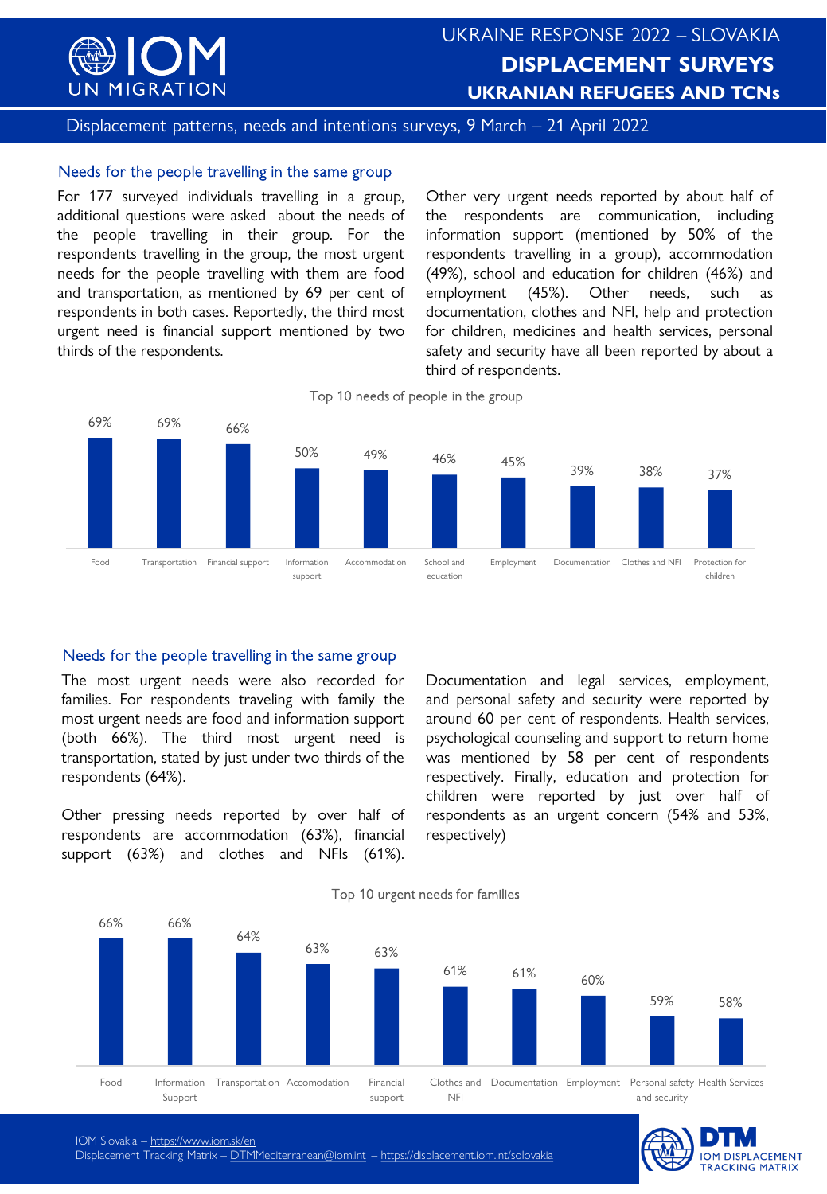# UKRAINE RESPONSE 2022 – SLOVAKIA
## DISPLACEMENT SURVEYS
## UKRANIAN REFUGEES AND TCNs

Displacement patterns, needs and intentions surveys, 9 March – 21 April 2022

### Needs for the people travelling in the same group

For 177 surveyed individuals travelling in a group, additional questions were asked about the needs of the people travelling in their group. For the respondents travelling in the group, the most urgent needs for the people travelling with them are food and transportation, as mentioned by 69 per cent of respondents in both cases. Reportedly, the third most urgent need is financial support mentioned by two thirds of the respondents.

Other very urgent needs reported by about half of the respondents are communication, including information support (mentioned by 50% of the respondents travelling in a group), accommodation (49%), school and education for children (46%) and employment (45%). Other needs, such as documentation, clothes and NFI, help and protection for children, medicines and health services, personal safety and security have all been reported by about a third of respondents.

Top 10 needs of people in the group

| Need | % |
|---|---|
| Food | 69% |
| Transportation | 69% |
| Financial support | 66% |
| Information support | 50% |
| Accommodation | 49% |
| School and education | 46% |
| Employment | 45% |
| Documentation | 39% |
| Clothes and NFI | 38% |
| Protection for children | 37% |

### Needs for the people travelling in the same group

The most urgent needs were also recorded for families. For respondents traveling with family the most urgent needs are food and information support (both 66%). The third most urgent need is transportation, stated by just under two thirds of the respondents (64%).

Other pressing needs reported by over half of respondents are accommodation (63%), financial support (63%) and clothes and NFIs (61%).

Documentation and legal services, employment, and personal safety and security were reported by around 60 per cent of respondents. Health services, psychological counseling and support to return home was mentioned by 58 per cent of respondents respectively. Finally, education and protection for children were reported by just over half of respondents as an urgent concern (54% and 53%, respectively)

Top 10 urgent needs for families

| Need | % |
|---|---|
| Food | 66% |
| Information Support | 66% |
| Transportation | 64% |
| Accodomation | 63% |
| Financial support | 63% |
| Clothes and NFI | 61% |
| Documentation | 61% |
| Employment | 60% |
| Personal safety and security | 59% |
| Health Services | 58% |

IOM Slovakia – https://www.iom.sk/en
Displacement Tracking Matrix – DTMMediterranean@iom.int – https://displacement.iom.int/solovakia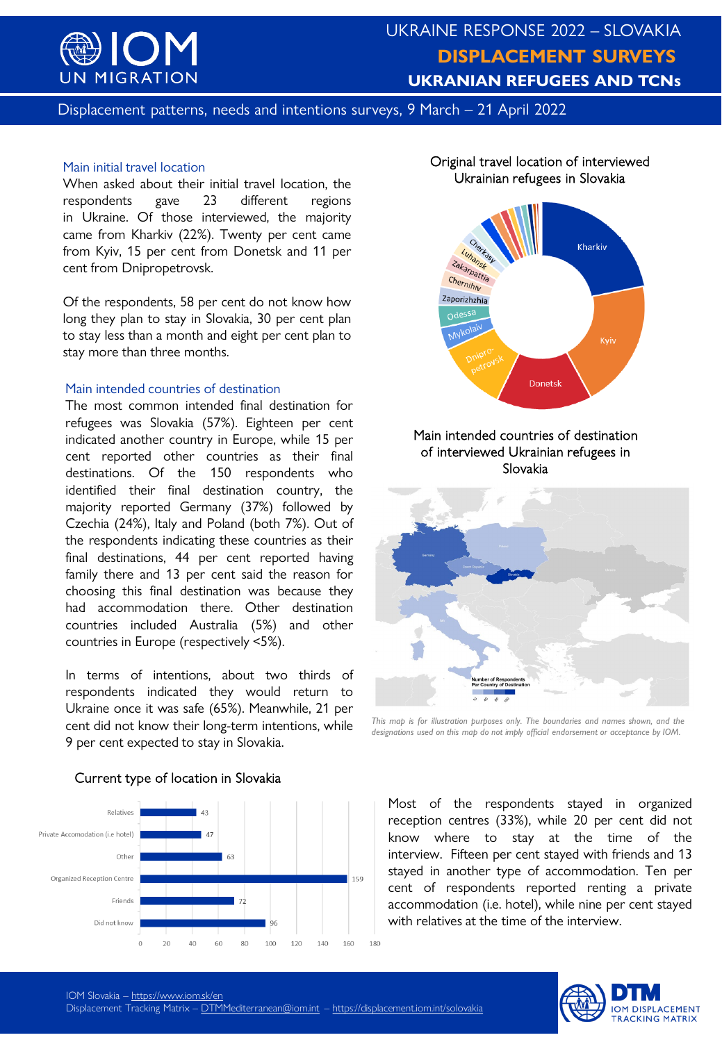# UKRAINE RESPONSE 2022 – SLOVAKIA

## DISPLACEMENT SURVEYS

## UKRAINIAN REFUGEES AND TCNs

Displacement patterns, needs and intentions surveys, 9 March – 21 April 2022

### Main initial travel location

When asked about their initial travel location, the respondents gave 23 different regions in Ukraine. Of those interviewed, the majority came from Kharkiv (22%). Twenty per cent came from Kyiv, 15 per cent from Donetsk and 11 per cent from Dnipropetrovsk.

Of the respondents, 58 per cent do not know how long they plan to stay in Slovakia, 30 per cent plan to stay less than a month and eight per cent plan to stay more than three months.

### Main intended countries of destination

The most common intended final destination for refugees was Slovakia (57%). Eighteen per cent indicated another country in Europe, while 15 per cent reported other countries as their final destinations. Of the 150 respondents who identified their final destination country, the majority reported Germany (37%) followed by Czechia (24%), Italy and Poland (both 7%). Out of the respondents indicating these countries as their final destinations, 44 per cent reported having family there and 13 per cent said the reason for choosing this final destination was because they had accommodation there. Other destination countries included Australia (5%) and other countries in Europe (respectively <5%).

In terms of intentions, about two thirds of respondents indicated they would return to Ukraine once it was safe (65%). Meanwhile, 21 per cent did not know their long-term intentions, while 9 per cent expected to stay in Slovakia.

**Original travel location of interviewed Ukrainian refugees in Slovakia**

(Donut chart: Kharkiv, Kyiv, Donetsk, Dnipropetrovsk, Mykolaiv, Odessa, Zaporizhzhia, Chernihiv, Zakarpattia, Luhansk, Cherkasy, others)

**Main intended countries of destination of interviewed Ukrainian refugees in Slovakia**

(Map: Germany, Poland, Czech Republic, Slovakia, Italy, Ukraine — Number of Respondents Per Country of Destination)

*This map is for illustration purposes only. The boundaries and names shown, and the designations used on this map do not imply official endorsement or acceptance by IOM.*

**Current type of location in Slovakia**

| Type of location | Respondents |
|---|---|
| Relatives | 43 |
| Private Accomodation (i.e hotel) | 47 |
| Other | 63 |
| Organized Reception Centre | 159 |
| Friends | 72 |
| Did not know | 96 |

Most of the respondents stayed in organized reception centres (33%), while 20 per cent did not know where to stay at the time of the interview. Fifteen per cent stayed with friends and 13 stayed in another type of accommodation. Ten per cent of respondents reported renting a private accommodation (i.e. hotel), while nine per cent stayed with relatives at the time of the interview.

IOM Slovakia – https://www.iom.sk/en
Displacement Tracking Matrix – DTMMediterranean@iom.int – https://displacement.iom.int/solovakia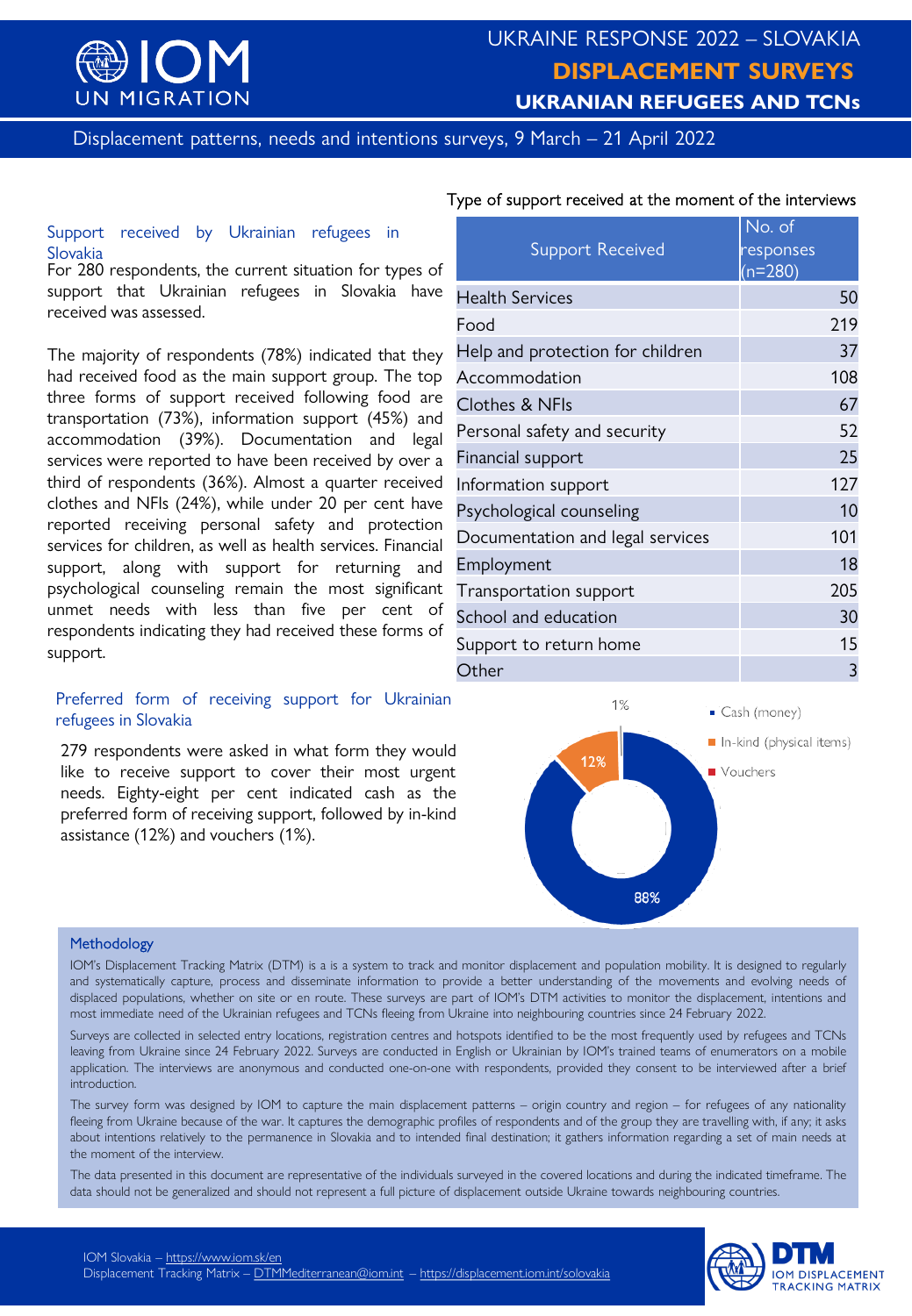# UKRAINE RESPONSE 2022 – SLOVAKIA
## DISPLACEMENT SURVEYS
## UKRAINIAN REFUGEES AND TCNs

Displacement patterns, needs and intentions surveys, 9 March – 21 April 2022

### Support received by Ukrainian refugees in Slovakia

For 280 respondents, the current situation for types of support that Ukrainian refugees in Slovakia have received was assessed.

The majority of respondents (78%) indicated that they had received food as the main support group. The top three forms of support received following food are transportation (73%), information support (45%) and accommodation (39%). Documentation and legal services were reported to have been received by over a third of respondents (36%). Almost a quarter received clothes and NFIs (24%), while under 20 per cent have reported receiving personal safety and protection services for children, as well as health services. Financial support, along with support for returning and psychological counseling remain the most significant unmet needs with less than five per cent of respondents indicating they had received these forms of support.

Type of support received at the moment of the interviews

| Support Received | No. of responses (n=280) |
|---|---|
| Health Services | 50 |
| Food | 219 |
| Help and protection for children | 37 |
| Accommodation | 108 |
| Clothes & NFIs | 67 |
| Personal safety and security | 52 |
| Financial support | 25 |
| Information support | 127 |
| Psychological counseling | 10 |
| Documentation and legal services | 101 |
| Employment | 18 |
| Transportation support | 205 |
| School and education | 30 |
| Support to return home | 15 |
| Other | 3 |

### Preferred form of receiving support for Ukrainian refugees in Slovakia

279 respondents were asked in what form they would like to receive support to cover their most urgent needs. Eighty-eight per cent indicated cash as the preferred form of receiving support, followed by in-kind assistance (12%) and vouchers (1%).

1%
12%
88%
Cash (money)
In-kind (physical items)
Vouchers

### Methodology

IOM's Displacement Tracking Matrix (DTM) is a is a system to track and monitor displacement and population mobility. It is designed to regularly and systematically capture, process and disseminate information to provide a better understanding of the movements and evolving needs of displaced populations, whether on site or en route. These surveys are part of IOM's DTM activities to monitor the displacement, intentions and most immediate need of the Ukrainian refugees and TCNs fleeing from Ukraine into neighbouring countries since 24 February 2022.

Surveys are collected in selected entry locations, registration centres and hotspots identified to be the most frequently used by refugees and TCNs leaving from Ukraine since 24 February 2022. Surveys are conducted in English or Ukrainian by IOM's trained teams of enumerators on a mobile application. The interviews are anonymous and conducted one-on-one with respondents, provided they consent to be interviewed after a brief introduction.

The survey form was designed by IOM to capture the main displacement patterns – origin country and region – for refugees of any nationality fleeing from Ukraine because of the war. It captures the demographic profiles of respondents and of the group they are travelling with, if any; it asks about intentions relatively to the permanence in Slovakia and to intended final destination; it gathers information regarding a set of main needs at the moment of the interview.

The data presented in this document are representative of the individuals surveyed in the covered locations and during the indicated timeframe. The data should not be generalized and should not represent a full picture of displacement outside Ukraine towards neighbouring countries.

IOM Slovakia – https://www.iom.sk/en
Displacement Tracking Matrix – DTMMediterranean@iom.int – https://displacement.iom.int/solovakia